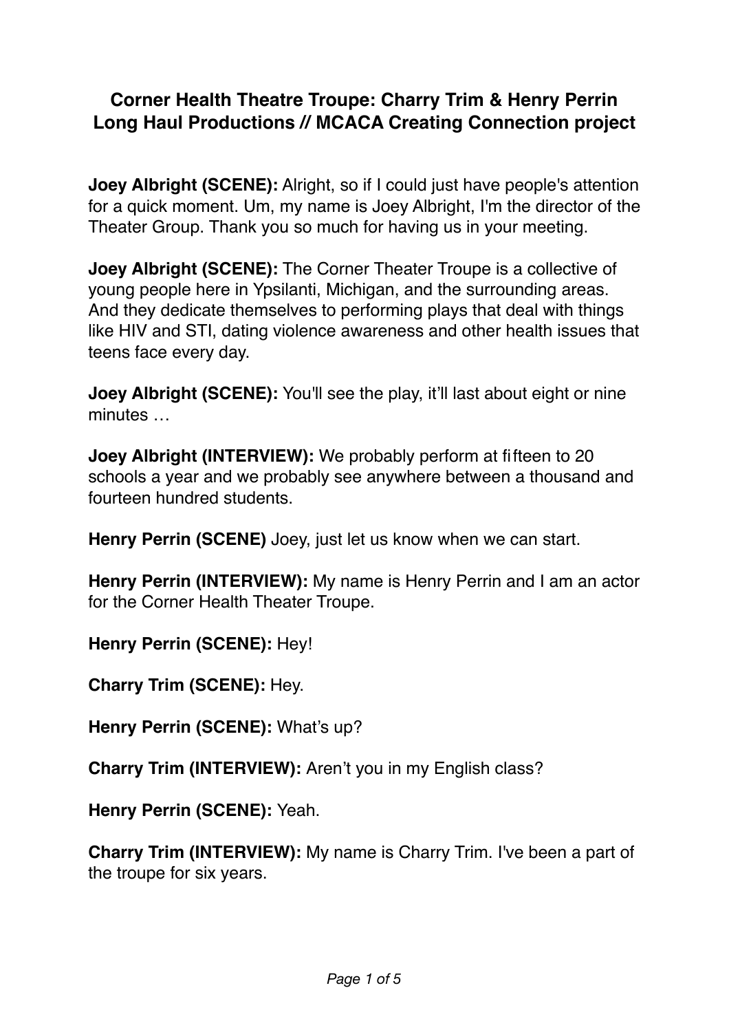# Corner Health Theatre Troupe: Charry Trim & Henry Perrin
# Long Haul Productions // MCACA Creating Connection project

**Joey Albright (SCENE):** Alright, so if I could just have people's attention for a quick moment. Um, my name is Joey Albright, I'm the director of the Theater Group. Thank you so much for having us in your meeting.

**Joey Albright (SCENE):** The Corner Theater Troupe is a collective of young people here in Ypsilanti, Michigan, and the surrounding areas. And they dedicate themselves to performing plays that deal with things like HIV and STI, dating violence awareness and other health issues that teens face every day.

**Joey Albright (SCENE):** You'll see the play, it'll last about eight or nine minutes …

**Joey Albright (INTERVIEW):** We probably perform at fifteen to 20 schools a year and we probably see anywhere between a thousand and fourteen hundred students.

**Henry Perrin (SCENE)** Joey, just let us know when we can start.

**Henry Perrin (INTERVIEW):** My name is Henry Perrin and I am an actor for the Corner Health Theater Troupe.

**Henry Perrin (SCENE):** Hey!

**Charry Trim (SCENE):** Hey.

**Henry Perrin (SCENE):** What's up?

**Charry Trim (INTERVIEW):** Aren't you in my English class?

**Henry Perrin (SCENE):** Yeah.

**Charry Trim (INTERVIEW):** My name is Charry Trim. I've been a part of the troupe for six years.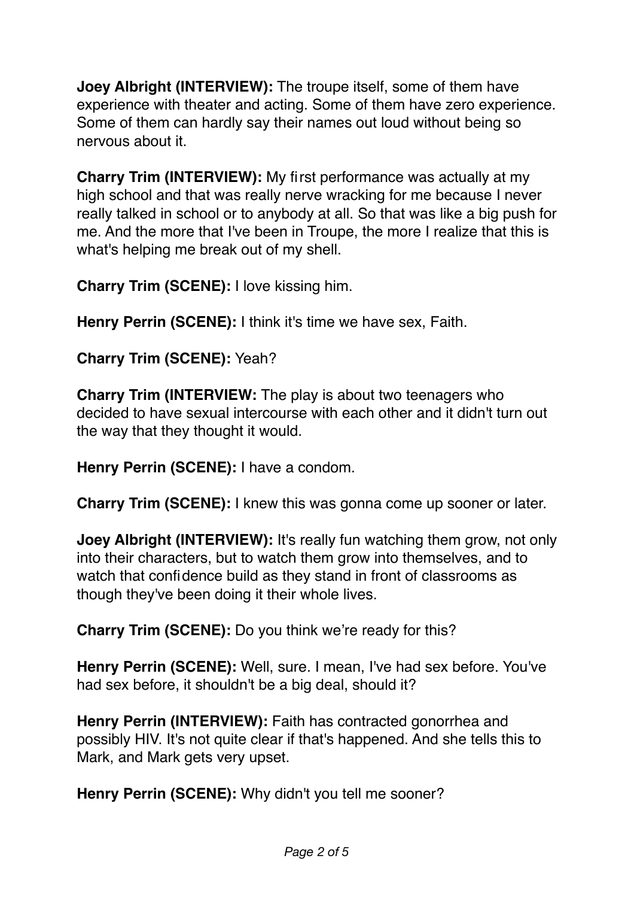**Joey Albright (INTERVIEW):** The troupe itself, some of them have experience with theater and acting. Some of them have zero experience. Some of them can hardly say their names out loud without being so nervous about it.

**Charry Trim (INTERVIEW):** My first performance was actually at my high school and that was really nerve wracking for me because I never really talked in school or to anybody at all. So that was like a big push for me. And the more that I've been in Troupe, the more I realize that this is what's helping me break out of my shell.

**Charry Trim (SCENE):** I love kissing him.

**Henry Perrin (SCENE):** I think it's time we have sex, Faith.

**Charry Trim (SCENE):** Yeah?

**Charry Trim (INTERVIEW:** The play is about two teenagers who decided to have sexual intercourse with each other and it didn't turn out the way that they thought it would.

**Henry Perrin (SCENE):** I have a condom.

**Charry Trim (SCENE):** I knew this was gonna come up sooner or later.

**Joey Albright (INTERVIEW):** It's really fun watching them grow, not only into their characters, but to watch them grow into themselves, and to watch that confidence build as they stand in front of classrooms as though they've been doing it their whole lives.

**Charry Trim (SCENE):** Do you think we're ready for this?

**Henry Perrin (SCENE):** Well, sure. I mean, I've had sex before. You've had sex before, it shouldn't be a big deal, should it?

**Henry Perrin (INTERVIEW):** Faith has contracted gonorrhea and possibly HIV. It's not quite clear if that's happened. And she tells this to Mark, and Mark gets very upset.

**Henry Perrin (SCENE):** Why didn't you tell me sooner?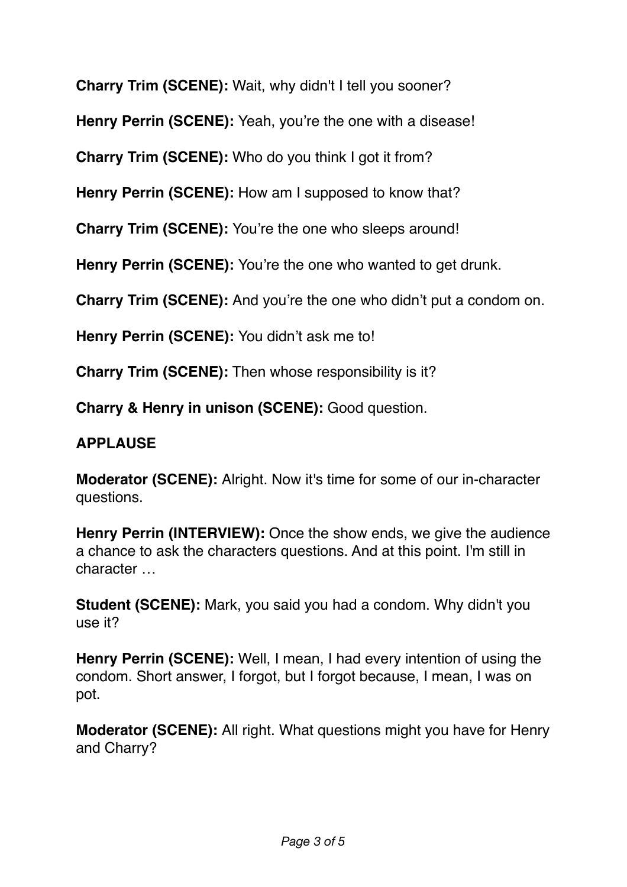**Charry Trim (SCENE):** Wait, why didn't I tell you sooner?

**Henry Perrin (SCENE):** Yeah, you're the one with a disease!

**Charry Trim (SCENE):** Who do you think I got it from?

**Henry Perrin (SCENE):** How am I supposed to know that?

**Charry Trim (SCENE):** You're the one who sleeps around!

**Henry Perrin (SCENE):** You're the one who wanted to get drunk.

**Charry Trim (SCENE):** And you're the one who didn't put a condom on.

**Henry Perrin (SCENE):** You didn't ask me to!

**Charry Trim (SCENE):** Then whose responsibility is it?

**Charry & Henry in unison (SCENE):** Good question.

**APPLAUSE**

**Moderator (SCENE):** Alright. Now it's time for some of our in-character questions.

**Henry Perrin (INTERVIEW):** Once the show ends, we give the audience a chance to ask the characters questions. And at this point. I'm still in character …

**Student (SCENE):** Mark, you said you had a condom. Why didn't you use it?

**Henry Perrin (SCENE):** Well, I mean, I had every intention of using the condom. Short answer, I forgot, but I forgot because, I mean, I was on pot.

**Moderator (SCENE):** All right. What questions might you have for Henry and Charry?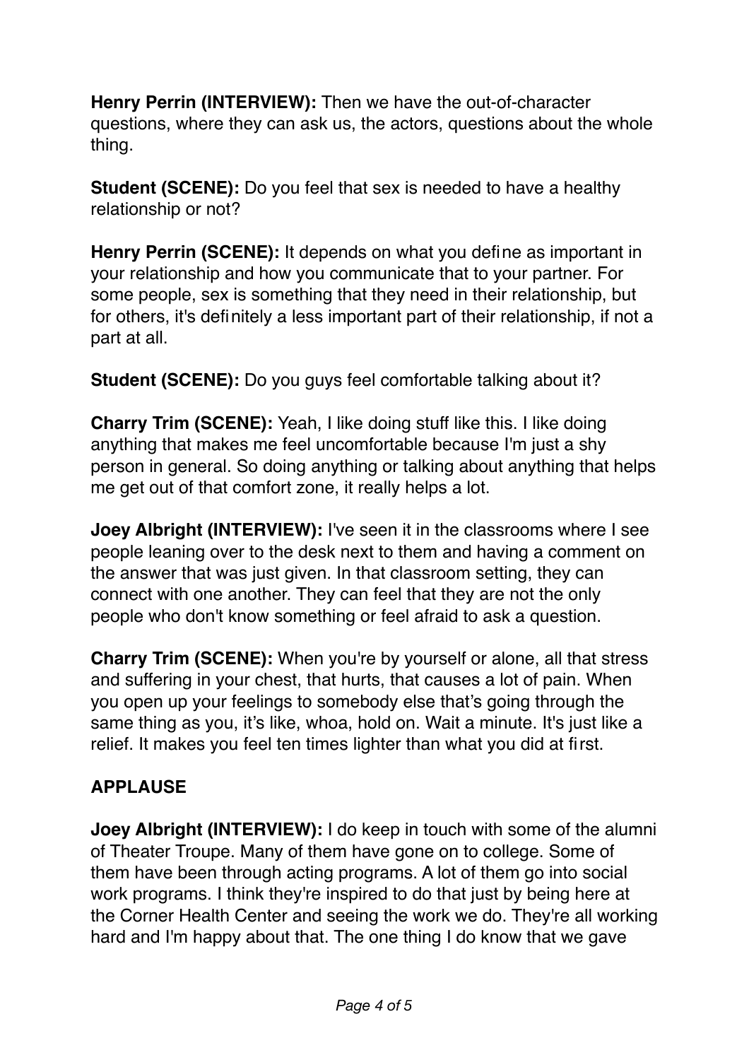**Henry Perrin (INTERVIEW):** Then we have the out-of-character questions, where they can ask us, the actors, questions about the whole thing.

**Student (SCENE):** Do you feel that sex is needed to have a healthy relationship or not?

**Henry Perrin (SCENE):** It depends on what you define as important in your relationship and how you communicate that to your partner. For some people, sex is something that they need in their relationship, but for others, it's definitely a less important part of their relationship, if not a part at all.

**Student (SCENE):** Do you guys feel comfortable talking about it?

**Charry Trim (SCENE):** Yeah, I like doing stuff like this. I like doing anything that makes me feel uncomfortable because I'm just a shy person in general. So doing anything or talking about anything that helps me get out of that comfort zone, it really helps a lot.

**Joey Albright (INTERVIEW):** I've seen it in the classrooms where I see people leaning over to the desk next to them and having a comment on the answer that was just given. In that classroom setting, they can connect with one another. They can feel that they are not the only people who don't know something or feel afraid to ask a question.

**Charry Trim (SCENE):** When you're by yourself or alone, all that stress and suffering in your chest, that hurts, that causes a lot of pain. When you open up your feelings to somebody else that's going through the same thing as you, it's like, whoa, hold on. Wait a minute. It's just like a relief. It makes you feel ten times lighter than what you did at first.

**APPLAUSE**

**Joey Albright (INTERVIEW):** I do keep in touch with some of the alumni of Theater Troupe. Many of them have gone on to college. Some of them have been through acting programs. A lot of them go into social work programs. I think they're inspired to do that just by being here at the Corner Health Center and seeing the work we do. They're all working hard and I'm happy about that. The one thing I do know that we gave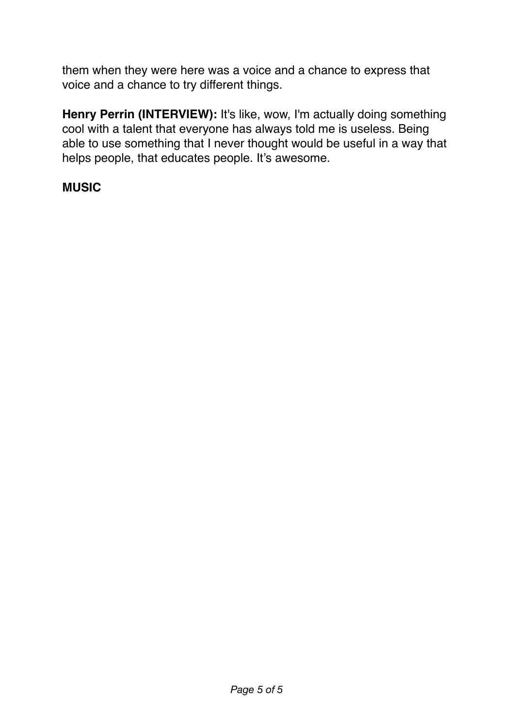them when they were here was a voice and a chance to express that voice and a chance to try different things.

**Henry Perrin (INTERVIEW):** It's like, wow, I'm actually doing something cool with a talent that everyone has always told me is useless. Being able to use something that I never thought would be useful in a way that helps people, that educates people. It's awesome.

**MUSIC**